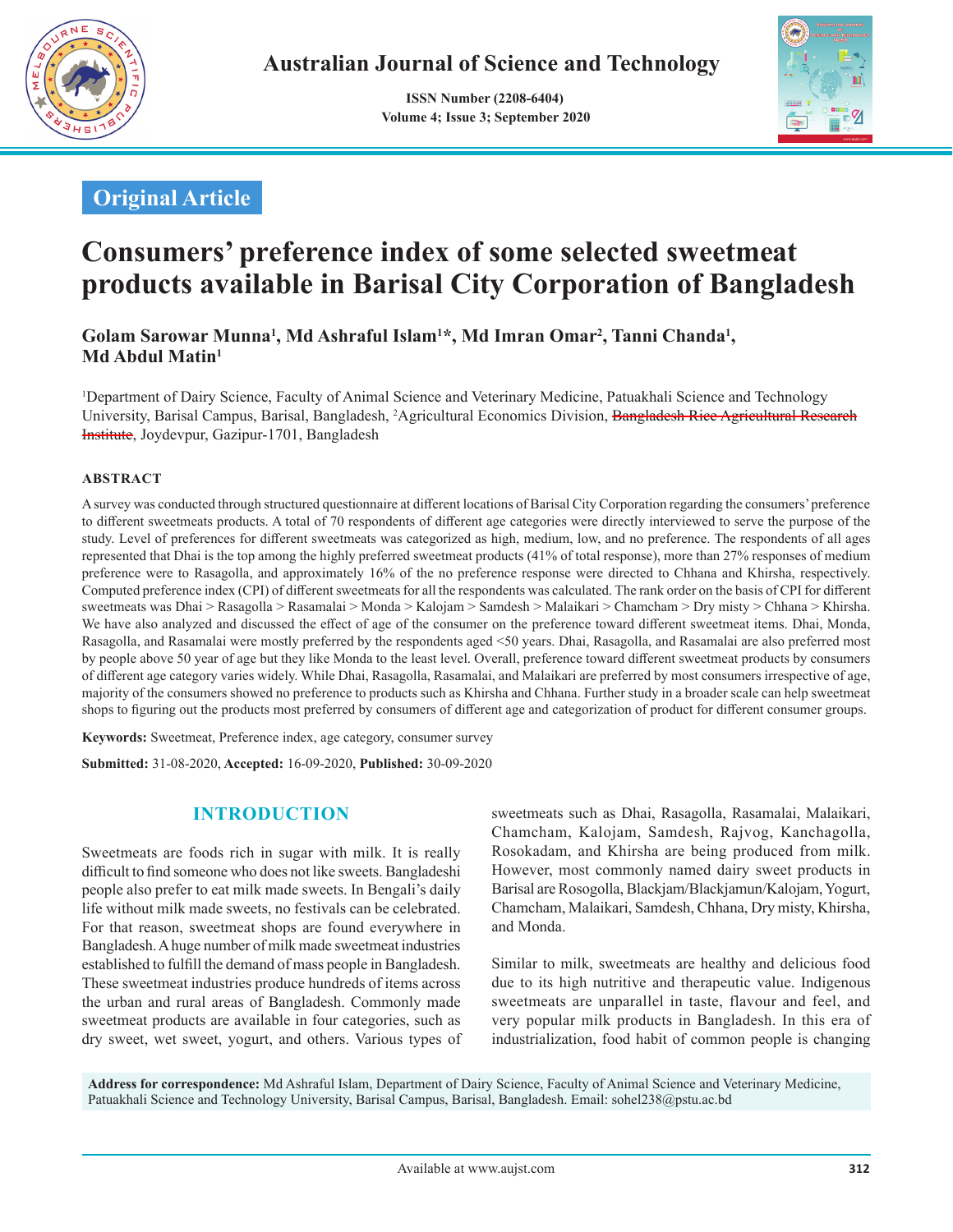Original Article

# Consumers' preference index of some selected sweetmeat products available in Barisal City Corporation of Bangladesh

**Golam Sarowar Munna[1], Md Ashraful Islam[1]*, Md Imran Omar[2], Tanni Chanda[1], Md Abdul Matin[1]**

[1]Department of Dairy Science, Faculty of Animal Science and Veterinary Medicine, Patuakhali Science and Technology University, Barisal Campus, Barisal, Bangladesh, [2]Agricultural Economics Division, ~~Bangladesh Rice Agricultural Research Institute~~, Joydevpur, Gazipur-1701, Bangladesh

#### ABSTRACT

A survey was conducted through structured questionnaire at different locations of Barisal City Corporation regarding the consumers' preference to different sweetmeats products. A total of 70 respondents of different age categories were directly interviewed to serve the purpose of the study. Level of preferences for different sweetmeats was categorized as high, medium, low, and no preference. The respondents of all ages represented that Dhai is the top among the highly preferred sweetmeat products (41% of total response), more than 27% responses of medium preference were to Rasagolla, and approximately 16% of the no preference response were directed to Chhana and Khirsha, respectively. Computed preference index (CPI) of different sweetmeats for all the respondents was calculated. The rank order on the basis of CPI for different sweetmeats was Dhai > Rasagolla > Rasamalai > Monda > Kalojam > Samdesh > Malaikari > Chamcham > Dry misty > Chhana > Khirsha. We have also analyzed and discussed the effect of age of the consumer on the preference toward different sweetmeat items. Dhai, Monda, Rasagolla, and Rasamalai were mostly preferred by the respondents aged <50 years. Dhai, Rasagolla, and Rasamalai are also preferred most by people above 50 year of age but they like Monda to the least level. Overall, preference toward different sweetmeat products by consumers of different age category varies widely. While Dhai, Rasagolla, Rasamalai, and Malaikari are preferred by most consumers irrespective of age, majority of the consumers showed no preference to products such as Khirsha and Chhana. Further study in a broader scale can help sweetmeat shops to figuring out the products most preferred by consumers of different age and categorization of product for different consumer groups.

**Keywords:** Sweetmeat, Preference index, age category, consumer survey

**Submitted:** 31-08-2020, **Accepted:** 16-09-2020, **Published:** 30-09-2020

## INTRODUCTION

Sweetmeats are foods rich in sugar with milk. It is really difficult to find someone who does not like sweets. Bangladeshi people also prefer to eat milk made sweets. In Bengali's daily life without milk made sweets, no festivals can be celebrated. For that reason, sweetmeat shops are found everywhere in Bangladesh. A huge number of milk made sweetmeat industries established to fulfill the demand of mass people in Bangladesh. These sweetmeat industries produce hundreds of items across the urban and rural areas of Bangladesh. Commonly made sweetmeat products are available in four categories, such as dry sweet, wet sweet, yogurt, and others. Various types of sweetmeats such as Dhai, Rasagolla, Rasamalai, Malaikari, Chamcham, Kalojam, Samdesh, Rajvog, Kanchagolla, Rosokadam, and Khirsha are being produced from milk. However, most commonly named dairy sweet products in Barisal are Rosogolla, Blackjam/Blackjamun/Kalojam, Yogurt, Chamcham, Malaikari, Samdesh, Chhana, Dry misty, Khirsha, and Monda.

Similar to milk, sweetmeats are healthy and delicious food due to its high nutritive and therapeutic value. Indigenous sweetmeats are unparallel in taste, flavour and feel, and very popular milk products in Bangladesh. In this era of industrialization, food habit of common people is changing

**Address for correspondence:** Md Ashraful Islam, Department of Dairy Science, Faculty of Animal Science and Veterinary Medicine, Patuakhali Science and Technology University, Barisal Campus, Barisal, Bangladesh. Email: sohel238@pstu.ac.bd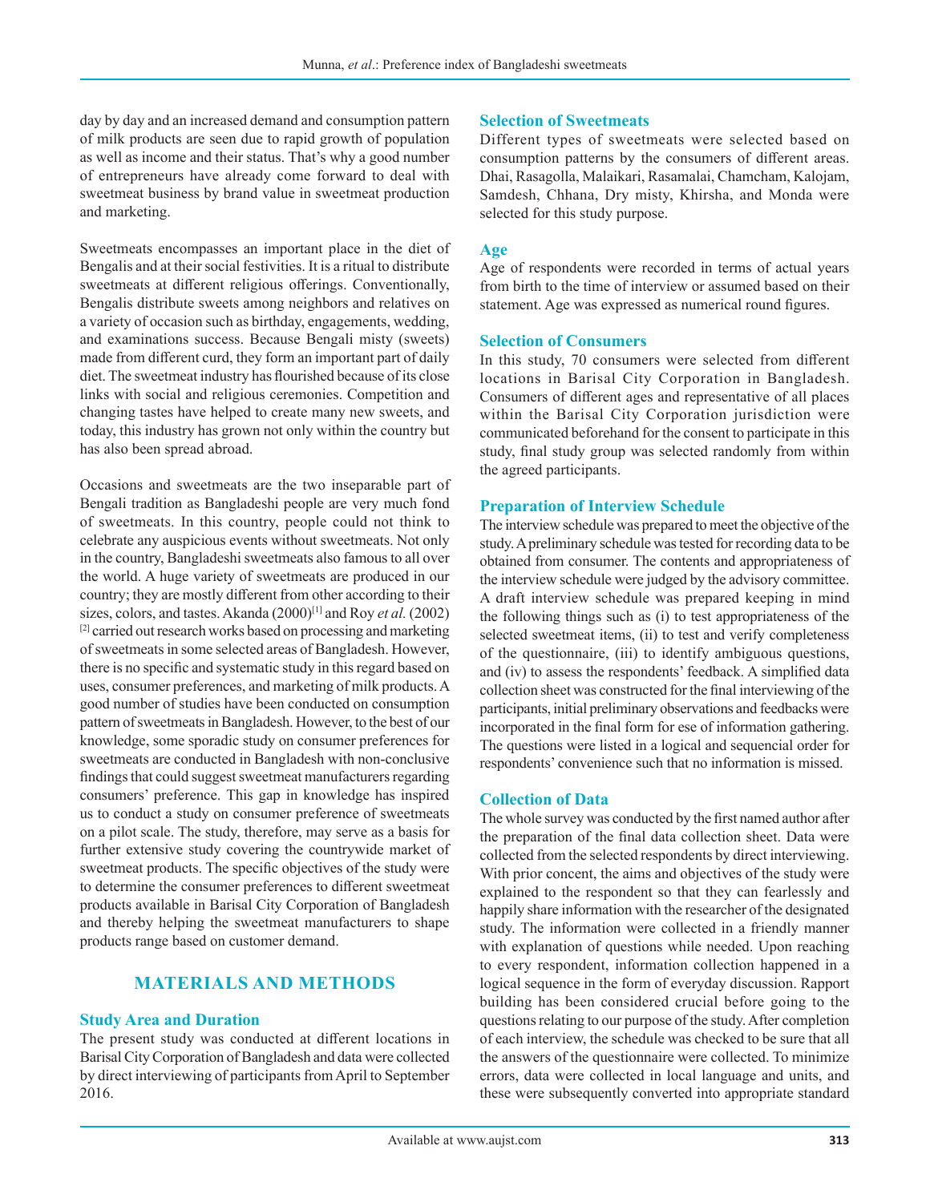day by day and an increased demand and consumption pattern of milk products are seen due to rapid growth of population as well as income and their status. That's why a good number of entrepreneurs have already come forward to deal with sweetmeat business by brand value in sweetmeat production and marketing.

Sweetmeats encompasses an important place in the diet of Bengalis and at their social festivities. It is a ritual to distribute sweetmeats at different religious offerings. Conventionally, Bengalis distribute sweets among neighbors and relatives on a variety of occasion such as birthday, engagements, wedding, and examinations success. Because Bengali misty (sweets) made from different curd, they form an important part of daily diet. The sweetmeat industry has flourished because of its close links with social and religious ceremonies. Competition and changing tastes have helped to create many new sweets, and today, this industry has grown not only within the country but has also been spread abroad.

Occasions and sweetmeats are the two inseparable part of Bengali tradition as Bangladeshi people are very much fond of sweetmeats. In this country, people could not think to celebrate any auspicious events without sweetmeats. Not only in the country, Bangladeshi sweetmeats also famous to all over the world. A huge variety of sweetmeats are produced in our country; they are mostly different from other according to their sizes, colors, and tastes. Akanda (2000)[1] and Roy *et al.* (2002)[2] carried out research works based on processing and marketing of sweetmeats in some selected areas of Bangladesh. However, there is no specific and systematic study in this regard based on uses, consumer preferences, and marketing of milk products. A good number of studies have been conducted on consumption pattern of sweetmeats in Bangladesh. However, to the best of our knowledge, some sporadic study on consumer preferences for sweetmeats are conducted in Bangladesh with non-conclusive findings that could suggest sweetmeat manufacturers regarding consumers' preference. This gap in knowledge has inspired us to conduct a study on consumer preference of sweetmeats on a pilot scale. The study, therefore, may serve as a basis for further extensive study covering the countrywide market of sweetmeat products. The specific objectives of the study were to determine the consumer preferences to different sweetmeat products available in Barisal City Corporation of Bangladesh and thereby helping the sweetmeat manufacturers to shape products range based on customer demand.

## MATERIALS AND METHODS

### Study Area and Duration

The present study was conducted at different locations in Barisal City Corporation of Bangladesh and data were collected by direct interviewing of participants from April to September 2016.

### Selection of Sweetmeats

Different types of sweetmeats were selected based on consumption patterns by the consumers of different areas. Dhai, Rasagolla, Malaikari, Rasamalai, Chamcham, Kalojam, Samdesh, Chhana, Dry misty, Khirsha, and Monda were selected for this study purpose.

### Age

Age of respondents were recorded in terms of actual years from birth to the time of interview or assumed based on their statement. Age was expressed as numerical round figures.

### Selection of Consumers

In this study, 70 consumers were selected from different locations in Barisal City Corporation in Bangladesh. Consumers of different ages and representative of all places within the Barisal City Corporation jurisdiction were communicated beforehand for the consent to participate in this study, final study group was selected randomly from within the agreed participants.

### Preparation of Interview Schedule

The interview schedule was prepared to meet the objective of the study. A preliminary schedule was tested for recording data to be obtained from consumer. The contents and appropriateness of the interview schedule were judged by the advisory committee. A draft interview schedule was prepared keeping in mind the following things such as (i) to test appropriateness of the selected sweetmeat items, (ii) to test and verify completeness of the questionnaire, (iii) to identify ambiguous questions, and (iv) to assess the respondents' feedback. A simplified data collection sheet was constructed for the final interviewing of the participants, initial preliminary observations and feedbacks were incorporated in the final form for ese of information gathering. The questions were listed in a logical and sequencial order for respondents' convenience such that no information is missed.

### Collection of Data

The whole survey was conducted by the first named author after the preparation of the final data collection sheet. Data were collected from the selected respondents by direct interviewing. With prior concent, the aims and objectives of the study were explained to the respondent so that they can fearlessly and happily share information with the researcher of the designated study. The information were collected in a friendly manner with explanation of questions while needed. Upon reaching to every respondent, information collection happened in a logical sequence in the form of everyday discussion. Rapport building has been considered crucial before going to the questions relating to our purpose of the study. After completion of each interview, the schedule was checked to be sure that all the answers of the questionnaire were collected. To minimize errors, data were collected in local language and units, and these were subsequently converted into appropriate standard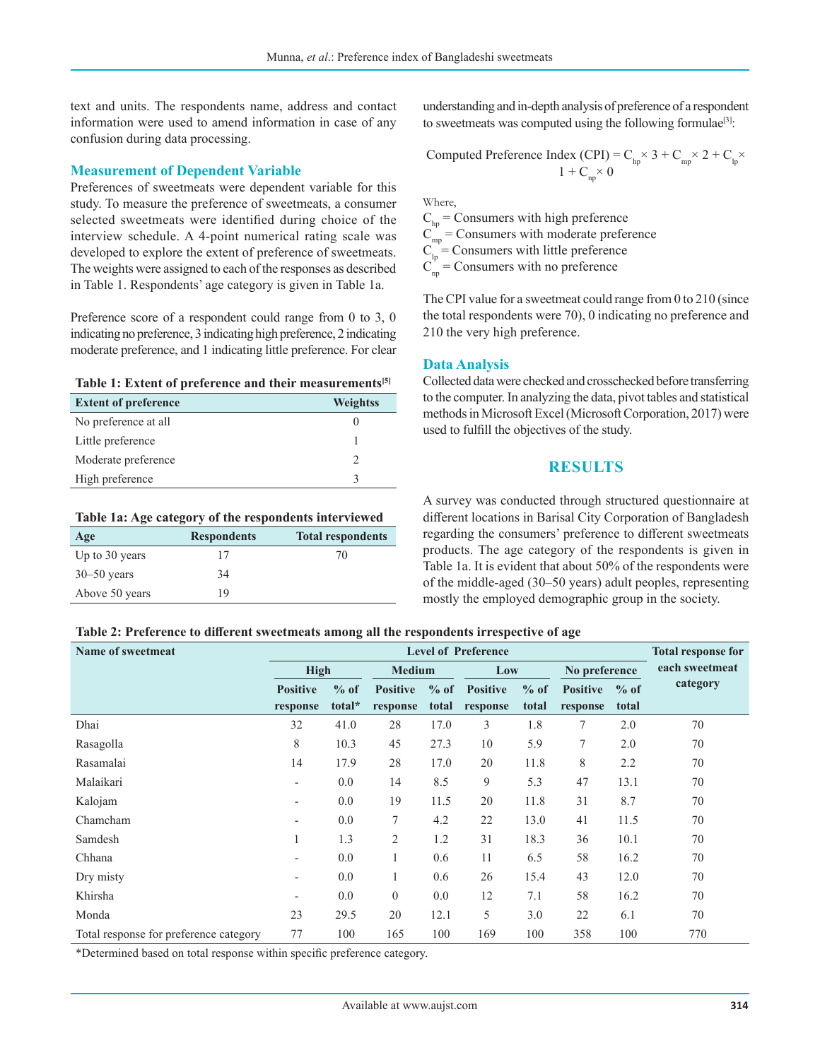text and units. The respondents name, address and contact information were used to amend information in case of any confusion during data processing.

## Measurement of Dependent Variable

Preferences of sweetmeats were dependent variable for this study. To measure the preference of sweetmeats, a consumer selected sweetmeats were identified during choice of the interview schedule. A 4-point numerical rating scale was developed to explore the extent of preference of sweetmeats. The weights were assigned to each of the responses as described in Table 1. Respondents' age category is given in Table 1a.

Preference score of a respondent could range from 0 to 3, 0 indicating no preference, 3 indicating high preference, 2 indicating moderate preference, and 1 indicating little preference. For clear understanding and in-depth analysis of preference of a respondent to sweetmeats was computed using the following formulae[3]:

**Table 1: Extent of preference and their measurements[5]**

| Extent of preference | Weightss |
|---|---|
| No preference at all | 0 |
| Little preference | 1 |
| Moderate preference | 2 |
| High preference | 3 |

**Table 1a: Age category of the respondents interviewed**

| Age | Respondents | Total respondents |
|---|---|---|
| Up to 30 years | 17 | 70 |
| 30–50 years | 34 | |
| Above 50 years | 19 | |

$$\text{Computed Preference Index (CPI)} = C_{hp} \times 3 + C_{mp} \times 2 + C_{lp} \times 1 + C_{np} \times 0$$

Where,

$C_{hp}$ = Consumers with high preference
$C_{mp}$ = Consumers with moderate preference
$C_{lp}$ = Consumers with little preference
$C_{np}$ = Consumers with no preference

The CPI value for a sweetmeat could range from 0 to 210 (since the total respondents were 70), 0 indicating no preference and 210 the very high preference.

## Data Analysis

Collected data were checked and crosschecked before transferring to the computer. In analyzing the data, pivot tables and statistical methods in Microsoft Excel (Microsoft Corporation, 2017) were used to fulfill the objectives of the study.

# RESULTS

A survey was conducted through structured questionnaire at different locations in Barisal City Corporation of Bangladesh regarding the consumers' preference to different sweetmeats products. The age category of the respondents is given in Table 1a. It is evident that about 50% of the respondents were of the middle-aged (30–50 years) adult peoples, representing mostly the employed demographic group in the society.

**Table 2: Preference to different sweetmeats among all the respondents irrespective of age**

| Name of sweetmeat | Level of Preference | | | | | | | | Total response for each sweetmeat category |
|---|---|---|---|---|---|---|---|---|---|
| | High | | Medium | | Low | | No preference | | |
| | Positive response | % of total* | Positive response | % of total | Positive response | % of total | Positive response | % of total | |
| Dhai | 32 | 41.0 | 28 | 17.0 | 3 | 1.8 | 7 | 2.0 | 70 |
| Rasagolla | 8 | 10.3 | 45 | 27.3 | 10 | 5.9 | 7 | 2.0 | 70 |
| Rasamalai | 14 | 17.9 | 28 | 17.0 | 20 | 11.8 | 8 | 2.2 | 70 |
| Malaikari | - | 0.0 | 14 | 8.5 | 9 | 5.3 | 47 | 13.1 | 70 |
| Kalojam | - | 0.0 | 19 | 11.5 | 20 | 11.8 | 31 | 8.7 | 70 |
| Chamcham | - | 0.0 | 7 | 4.2 | 22 | 13.0 | 41 | 11.5 | 70 |
| Samdesh | 1 | 1.3 | 2 | 1.2 | 31 | 18.3 | 36 | 10.1 | 70 |
| Chhana | - | 0.0 | 1 | 0.6 | 11 | 6.5 | 58 | 16.2 | 70 |
| Dry misty | - | 0.0 | 1 | 0.6 | 26 | 15.4 | 43 | 12.0 | 70 |
| Khirsha | - | 0.0 | 0 | 0.0 | 12 | 7.1 | 58 | 16.2 | 70 |
| Monda | 23 | 29.5 | 20 | 12.1 | 5 | 3.0 | 22 | 6.1 | 70 |
| Total response for preference category | 77 | 100 | 165 | 100 | 169 | 100 | 358 | 100 | 770 |

*Determined based on total response within specific preference category.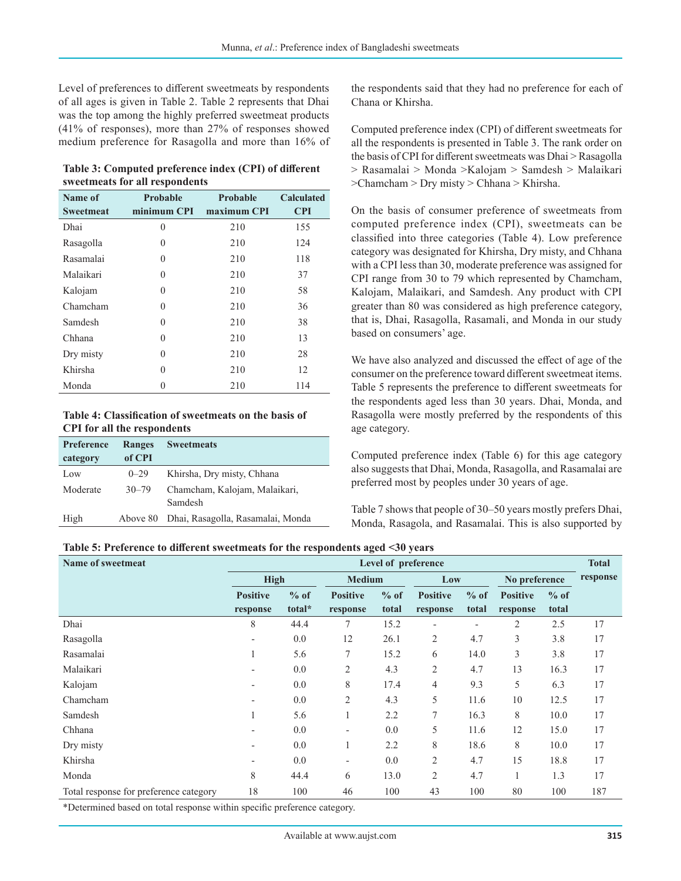Level of preferences to different sweetmeats by respondents of all ages is given in Table 2. Table 2 represents that Dhai was the top among the highly preferred sweetmeat products (41% of responses), more than 27% of responses showed medium preference for Rasagolla and more than 16% of the respondents said that they had no preference for each of Chana or Khirsha.

**Table 3: Computed preference index (CPI) of different sweetmeats for all respondents**

| Name of Sweetmeat | Probable minimum CPI | Probable maximum CPI | Calculated CPI |
|---|---|---|---|
| Dhai | 0 | 210 | 155 |
| Rasagolla | 0 | 210 | 124 |
| Rasamalai | 0 | 210 | 118 |
| Malaikari | 0 | 210 | 37 |
| Kalojam | 0 | 210 | 58 |
| Chamcham | 0 | 210 | 36 |
| Samdesh | 0 | 210 | 38 |
| Chhana | 0 | 210 | 13 |
| Dry misty | 0 | 210 | 28 |
| Khirsha | 0 | 210 | 12 |
| Monda | 0 | 210 | 114 |

**Table 4: Classification of sweetmeats on the basis of CPI for all the respondents**

| Preference category | Ranges of CPI | Sweetmeats |
|---|---|---|
| Low | 0–29 | Khirsha, Dry misty, Chhana |
| Moderate | 30–79 | Chamcham, Kalojam, Malaikari, Samdesh |
| High | Above 80 | Dhai, Rasagolla, Rasamalai, Monda |

Computed preference index (CPI) of different sweetmeats for all the respondents is presented in Table 3. The rank order on the basis of CPI for different sweetmeats was Dhai > Rasagolla > Rasamalai > Monda >Kalojam > Samdesh > Malaikari >Chamcham > Dry misty > Chhana > Khirsha.

On the basis of consumer preference of sweetmeats from computed preference index (CPI), sweetmeats can be classified into three categories (Table 4). Low preference category was designated for Khirsha, Dry misty, and Chhana with a CPI less than 30, moderate preference was assigned for CPI range from 30 to 79 which represented by Chamcham, Kalojam, Malaikari, and Samdesh. Any product with CPI greater than 80 was considered as high preference category, that is, Dhai, Rasagolla, Rasamali, and Monda in our study based on consumers' age.

We have also analyzed and discussed the effect of age of the consumer on the preference toward different sweetmeat items. Table 5 represents the preference to different sweetmeats for the respondents aged less than 30 years. Dhai, Monda, and Rasagolla were mostly preferred by the respondents of this age category.

Computed preference index (Table 6) for this age category also suggests that Dhai, Monda, Rasagolla, and Rasamalai are preferred most by peoples under 30 years of age.

Table 7 shows that people of 30–50 years mostly prefers Dhai, Monda, Rasagola, and Rasamalai. This is also supported by

**Table 5: Preference to different sweetmeats for the respondents aged <30 years**

| Name of sweetmeat | Level of preference | | | | | | | | Total response |
|---|---|---|---|---|---|---|---|---|---|
| | High | | Medium | | Low | | No preference | | |
| | Positive response | % of total* | Positive response | % of total | Positive response | % of total | Positive response | % of total | |
| Dhai | 8 | 44.4 | 7 | 15.2 | - | - | 2 | 2.5 | 17 |
| Rasagolla | - | 0.0 | 12 | 26.1 | 2 | 4.7 | 3 | 3.8 | 17 |
| Rasamalai | 1 | 5.6 | 7 | 15.2 | 6 | 14.0 | 3 | 3.8 | 17 |
| Malaikari | - | 0.0 | 2 | 4.3 | 2 | 4.7 | 13 | 16.3 | 17 |
| Kalojam | - | 0.0 | 8 | 17.4 | 4 | 9.3 | 5 | 6.3 | 17 |
| Chamcham | - | 0.0 | 2 | 4.3 | 5 | 11.6 | 10 | 12.5 | 17 |
| Samdesh | 1 | 5.6 | 1 | 2.2 | 7 | 16.3 | 8 | 10.0 | 17 |
| Chhana | - | 0.0 | - | 0.0 | 5 | 11.6 | 12 | 15.0 | 17 |
| Dry misty | - | 0.0 | 1 | 2.2 | 8 | 18.6 | 8 | 10.0 | 17 |
| Khirsha | - | 0.0 | - | 0.0 | 2 | 4.7 | 15 | 18.8 | 17 |
| Monda | 8 | 44.4 | 6 | 13.0 | 2 | 4.7 | 1 | 1.3 | 17 |
| Total response for preference category | 18 | 100 | 46 | 100 | 43 | 100 | 80 | 100 | 187 |

*Determined based on total response within specific preference category.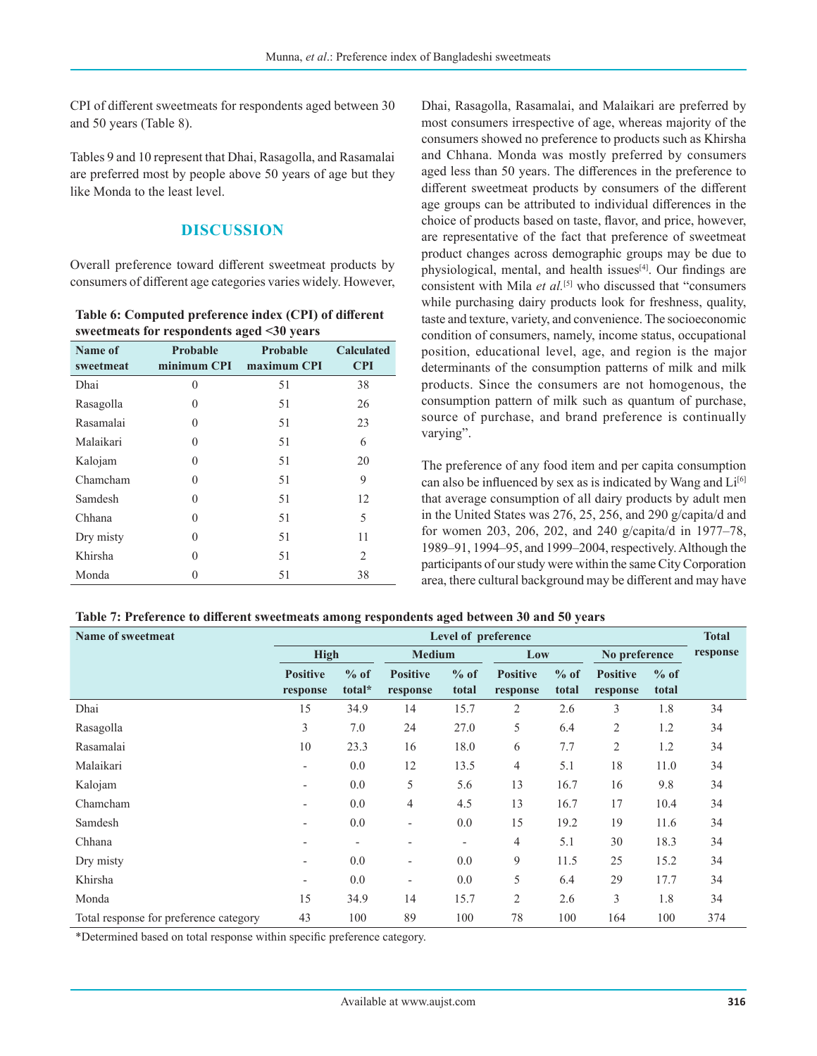CPI of different sweetmeats for respondents aged between 30 and 50 years (Table 8).

Tables 9 and 10 represent that Dhai, Rasagolla, and Rasamalai are preferred most by people above 50 years of age but they like Monda to the least level.

## DISCUSSION

Overall preference toward different sweetmeat products by consumers of different age categories varies widely. However, Dhai, Rasagolla, Rasamalai, and Malaikari are preferred by most consumers irrespective of age, whereas majority of the consumers showed no preference to products such as Khirsha and Chhana. Monda was mostly preferred by consumers aged less than 50 years. The differences in the preference to different sweetmeat products by consumers of the different age groups can be attributed to individual differences in the choice of products based on taste, flavor, and price, however, are representative of the fact that preference of sweetmeat product changes across demographic groups may be due to physiological, mental, and health issues[4]. Our findings are consistent with Mila *et al.*[5] who discussed that "consumers while purchasing dairy products look for freshness, quality, taste and texture, variety, and convenience. The socioeconomic condition of consumers, namely, income status, occupational position, educational level, age, and region is the major determinants of the consumption patterns of milk and milk products. Since the consumers are not homogenous, the consumption pattern of milk such as quantum of purchase, source of purchase, and brand preference is continually varying".

The preference of any food item and per capita consumption can also be influenced by sex as is indicated by Wang and Li[6] that average consumption of all dairy products by adult men in the United States was 276, 25, 256, and 290 g/capita/d and for women 203, 206, 202, and 240 g/capita/d in 1977–78, 1989–91, 1994–95, and 1999–2004, respectively. Although the participants of our study were within the same City Corporation area, there cultural background may be different and may have

**Table 6: Computed preference index (CPI) of different sweetmeats for respondents aged <30 years**

| Name of sweetmeat | Probable minimum CPI | Probable maximum CPI | Calculated CPI |
|---|---|---|---|
| Dhai | 0 | 51 | 38 |
| Rasagolla | 0 | 51 | 26 |
| Rasamalai | 0 | 51 | 23 |
| Malaikari | 0 | 51 | 6 |
| Kalojam | 0 | 51 | 20 |
| Chamcham | 0 | 51 | 9 |
| Samdesh | 0 | 51 | 12 |
| Chhana | 0 | 51 | 5 |
| Dry misty | 0 | 51 | 11 |
| Khirsha | 0 | 51 | 2 |
| Monda | 0 | 51 | 38 |

**Table 7: Preference to different sweetmeats among respondents aged between 30 and 50 years**

| Name of sweetmeat | Level of preference | | | | | | | | Total response |
|---|---|---|---|---|---|---|---|---|---|
| | High | | Medium | | Low | | No preference | | |
| | Positive response | % of total* | Positive response | % of total | Positive response | % of total | Positive response | % of total | |
| Dhai | 15 | 34.9 | 14 | 15.7 | 2 | 2.6 | 3 | 1.8 | 34 |
| Rasagolla | 3 | 7.0 | 24 | 27.0 | 5 | 6.4 | 2 | 1.2 | 34 |
| Rasamalai | 10 | 23.3 | 16 | 18.0 | 6 | 7.7 | 2 | 1.2 | 34 |
| Malaikari | - | 0.0 | 12 | 13.5 | 4 | 5.1 | 18 | 11.0 | 34 |
| Kalojam | - | 0.0 | 5 | 5.6 | 13 | 16.7 | 16 | 9.8 | 34 |
| Chamcham | - | 0.0 | 4 | 4.5 | 13 | 16.7 | 17 | 10.4 | 34 |
| Samdesh | - | 0.0 | - | 0.0 | 15 | 19.2 | 19 | 11.6 | 34 |
| Chhana | - | - | - | - | 4 | 5.1 | 30 | 18.3 | 34 |
| Dry misty | - | 0.0 | - | 0.0 | 9 | 11.5 | 25 | 15.2 | 34 |
| Khirsha | - | 0.0 | - | 0.0 | 5 | 6.4 | 29 | 17.7 | 34 |
| Monda | 15 | 34.9 | 14 | 15.7 | 2 | 2.6 | 3 | 1.8 | 34 |
| Total response for preference category | 43 | 100 | 89 | 100 | 78 | 100 | 164 | 100 | 374 |

*Determined based on total response within specific preference category.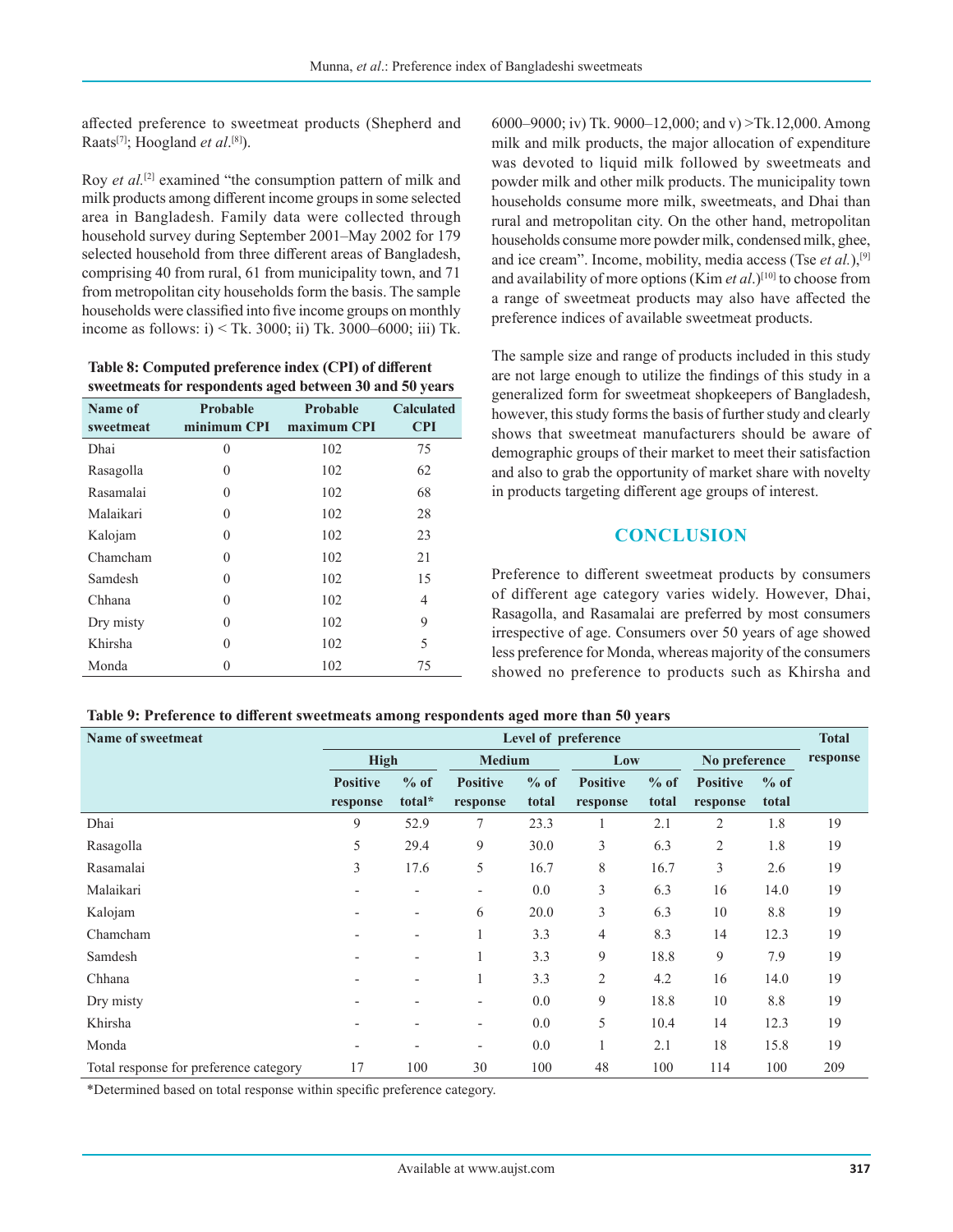affected preference to sweetmeat products (Shepherd and Raats[7]; Hoogland *et al*.[8]).

Roy *et al.*[2] examined "the consumption pattern of milk and milk products among different income groups in some selected area in Bangladesh. Family data were collected through household survey during September 2001–May 2002 for 179 selected household from three different areas of Bangladesh, comprising 40 from rural, 61 from municipality town, and 71 from metropolitan city households form the basis. The sample households were classified into five income groups on monthly income as follows: i) < Tk. 3000; ii) Tk. 3000–6000; iii) Tk. 6000–9000; iv) Tk. 9000–12,000; and v) >Tk.12,000. Among milk and milk products, the major allocation of expenditure was devoted to liquid milk followed by sweetmeats and powder milk and other milk products. The municipality town households consume more milk, sweetmeats, and Dhai than rural and metropolitan city. On the other hand, metropolitan households consume more powder milk, condensed milk, ghee, and ice cream". Income, mobility, media access (Tse *et al.*),[9] and availability of more options (Kim *et al*.)[10] to choose from a range of sweetmeat products may also have affected the preference indices of available sweetmeat products.

**Table 8: Computed preference index (CPI) of different sweetmeats for respondents aged between 30 and 50 years**

| Name of sweetmeat | Probable minimum CPI | Probable maximum CPI | Calculated CPI |
|---|---|---|---|
| Dhai | 0 | 102 | 75 |
| Rasagolla | 0 | 102 | 62 |
| Rasamalai | 0 | 102 | 68 |
| Malaikari | 0 | 102 | 28 |
| Kalojam | 0 | 102 | 23 |
| Chamcham | 0 | 102 | 21 |
| Samdesh | 0 | 102 | 15 |
| Chhana | 0 | 102 | 4 |
| Dry misty | 0 | 102 | 9 |
| Khirsha | 0 | 102 | 5 |
| Monda | 0 | 102 | 75 |

The sample size and range of products included in this study are not large enough to utilize the findings of this study in a generalized form for sweetmeat shopkeepers of Bangladesh, however, this study forms the basis of further study and clearly shows that sweetmeat manufacturers should be aware of demographic groups of their market to meet their satisfaction and also to grab the opportunity of market share with novelty in products targeting different age groups of interest.

## CONCLUSION

Preference to different sweetmeat products by consumers of different age category varies widely. However, Dhai, Rasagolla, and Rasamalai are preferred by most consumers irrespective of age. Consumers over 50 years of age showed less preference for Monda, whereas majority of the consumers showed no preference to products such as Khirsha and

**Table 9: Preference to different sweetmeats among respondents aged more than 50 years**

| Name of sweetmeat | Level of preference | | | | | | | | Total response |
|---|---|---|---|---|---|---|---|---|---|
| | High | | Medium | | Low | | No preference | | |
| | Positive response | % of total* | Positive response | % of total | Positive response | % of total | Positive response | % of total | |
| Dhai | 9 | 52.9 | 7 | 23.3 | 1 | 2.1 | 2 | 1.8 | 19 |
| Rasagolla | 5 | 29.4 | 9 | 30.0 | 3 | 6.3 | 2 | 1.8 | 19 |
| Rasamalai | 3 | 17.6 | 5 | 16.7 | 8 | 16.7 | 3 | 2.6 | 19 |
| Malaikari | - | - | - | 0.0 | 3 | 6.3 | 16 | 14.0 | 19 |
| Kalojam | - | - | 6 | 20.0 | 3 | 6.3 | 10 | 8.8 | 19 |
| Chamcham | - | - | 1 | 3.3 | 4 | 8.3 | 14 | 12.3 | 19 |
| Samdesh | - | - | 1 | 3.3 | 9 | 18.8 | 9 | 7.9 | 19 |
| Chhana | - | - | 1 | 3.3 | 2 | 4.2 | 16 | 14.0 | 19 |
| Dry misty | - | - | - | 0.0 | 9 | 18.8 | 10 | 8.8 | 19 |
| Khirsha | - | - | - | 0.0 | 5 | 10.4 | 14 | 12.3 | 19 |
| Monda | - | - | - | 0.0 | 1 | 2.1 | 18 | 15.8 | 19 |
| Total response for preference category | 17 | 100 | 30 | 100 | 48 | 100 | 114 | 100 | 209 |

*Determined based on total response within specific preference category.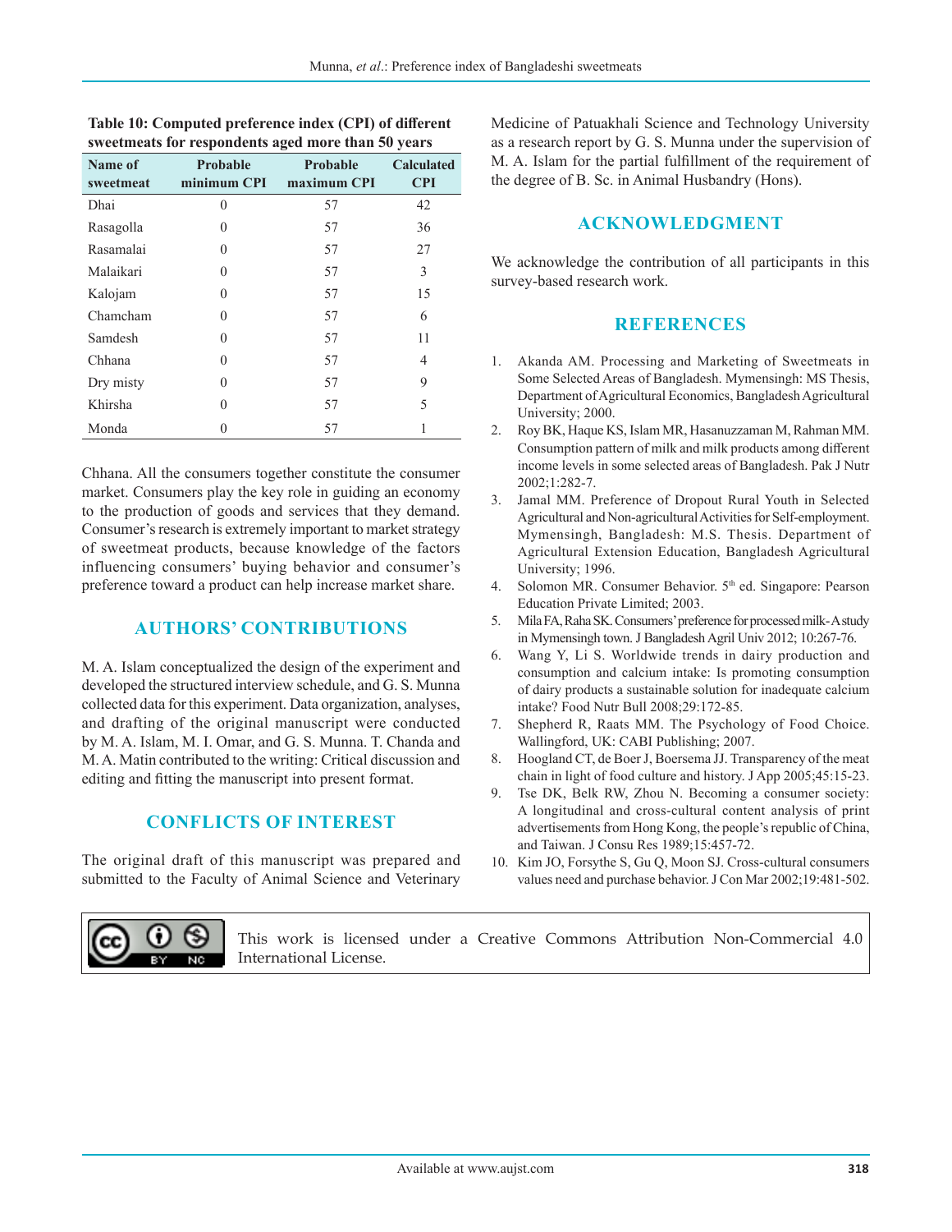**Table 10: Computed preference index (CPI) of different sweetmeats for respondents aged more than 50 years**

| Name of sweetmeat | Probable minimum CPI | Probable maximum CPI | Calculated CPI |
|---|---|---|---|
| Dhai | 0 | 57 | 42 |
| Rasagolla | 0 | 57 | 36 |
| Rasamalai | 0 | 57 | 27 |
| Malaikari | 0 | 57 | 3 |
| Kalojam | 0 | 57 | 15 |
| Chamcham | 0 | 57 | 6 |
| Samdesh | 0 | 57 | 11 |
| Chhana | 0 | 57 | 4 |
| Dry misty | 0 | 57 | 9 |
| Khirsha | 0 | 57 | 5 |
| Monda | 0 | 57 | 1 |

Chhana. All the consumers together constitute the consumer market. Consumers play the key role in guiding an economy to the production of goods and services that they demand. Consumer's research is extremely important to market strategy of sweetmeat products, because knowledge of the factors influencing consumers' buying behavior and consumer's preference toward a product can help increase market share.

## AUTHORS' CONTRIBUTIONS

M. A. Islam conceptualized the design of the experiment and developed the structured interview schedule, and G. S. Munna collected data for this experiment. Data organization, analyses, and drafting of the original manuscript were conducted by M. A. Islam, M. I. Omar, and G. S. Munna. T. Chanda and M. A. Matin contributed to the writing: Critical discussion and editing and fitting the manuscript into present format.

## CONFLICTS OF INTEREST

The original draft of this manuscript was prepared and submitted to the Faculty of Animal Science and Veterinary Medicine of Patuakhali Science and Technology University as a research report by G. S. Munna under the supervision of M. A. Islam for the partial fulfillment of the requirement of the degree of B. Sc. in Animal Husbandry (Hons).

## ACKNOWLEDGMENT

We acknowledge the contribution of all participants in this survey-based research work.

## REFERENCES

1. Akanda AM. Processing and Marketing of Sweetmeats in Some Selected Areas of Bangladesh. Mymensingh: MS Thesis, Department of Agricultural Economics, Bangladesh Agricultural University; 2000.
2. Roy BK, Haque KS, Islam MR, Hasanuzzaman M, Rahman MM. Consumption pattern of milk and milk products among different income levels in some selected areas of Bangladesh. Pak J Nutr 2002;1:282-7.
3. Jamal MM. Preference of Dropout Rural Youth in Selected Agricultural and Non-agricultural Activities for Self-employment. Mymensingh, Bangladesh: M.S. Thesis. Department of Agricultural Extension Education, Bangladesh Agricultural University; 1996.
4. Solomon MR. Consumer Behavior. 5th ed. Singapore: Pearson Education Private Limited; 2003.
5. Mila FA, Raha SK. Consumers' preference for processed milk-A study in Mymensingh town. J Bangladesh Agril Univ 2012; 10:267-76.
6. Wang Y, Li S. Worldwide trends in dairy production and consumption and calcium intake: Is promoting consumption of dairy products a sustainable solution for inadequate calcium intake? Food Nutr Bull 2008;29:172-85.
7. Shepherd R, Raats MM. The Psychology of Food Choice. Wallingford, UK: CABI Publishing; 2007.
8. Hoogland CT, de Boer J, Boersema JJ. Transparency of the meat chain in light of food culture and history. J App 2005;45:15-23.
9. Tse DK, Belk RW, Zhou N. Becoming a consumer society: A longitudinal and cross-cultural content analysis of print advertisements from Hong Kong, the people's republic of China, and Taiwan. J Consu Res 1989;15:457-72.
10. Kim JO, Forsythe S, Gu Q, Moon SJ. Cross-cultural consumers values need and purchase behavior. J Con Mar 2002;19:481-502.

This work is licensed under a Creative Commons Attribution Non-Commercial 4.0 International License.